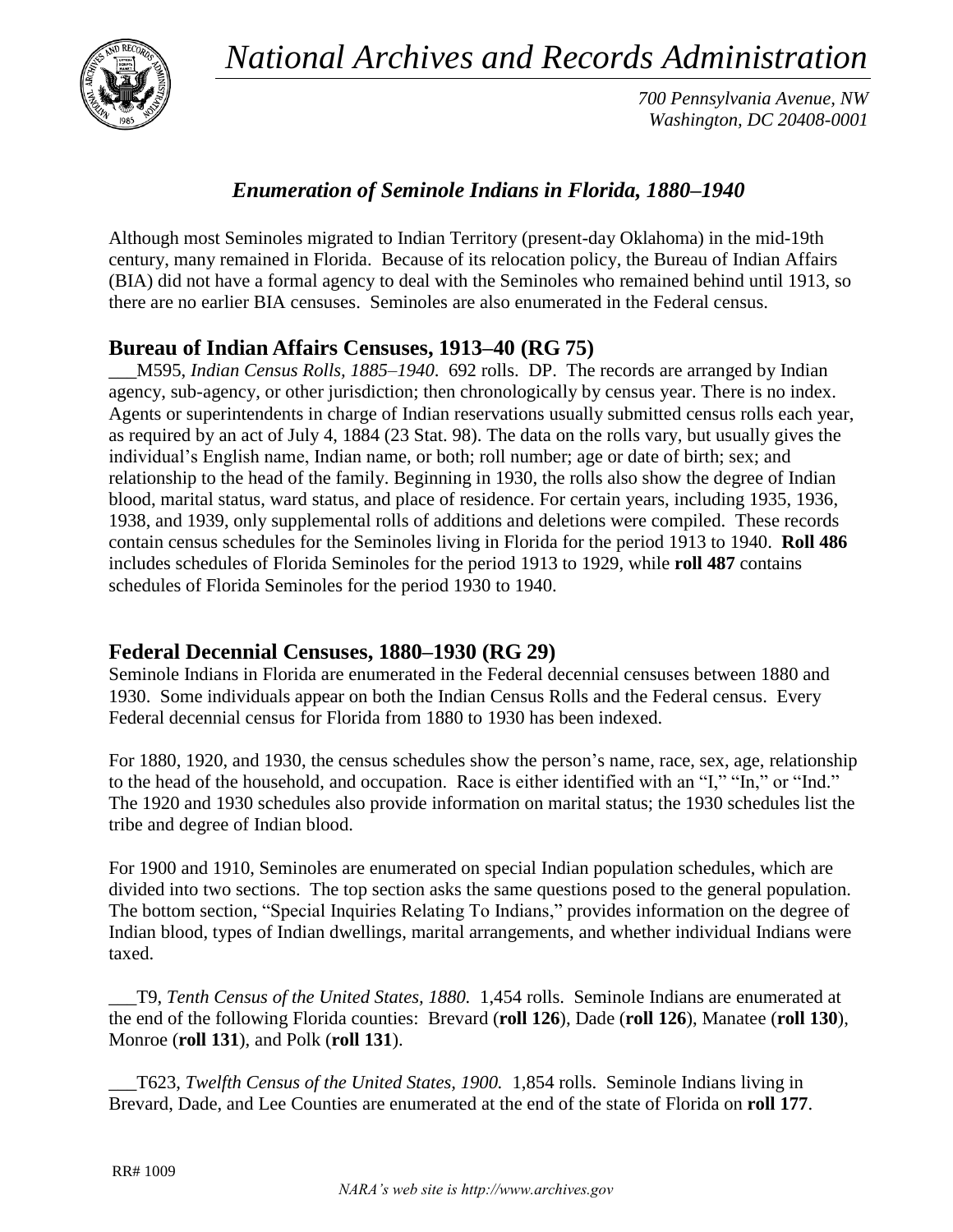*National Archives and Records Administration*

*700 Pennsylvania Avenue, NW*
*Washington, DC 20408-0001*

# *Enumeration of Seminole Indians in Florida, 1880–1940*

Although most Seminoles migrated to Indian Territory (present-day Oklahoma) in the mid-19th century, many remained in Florida. Because of its relocation policy, the Bureau of Indian Affairs (BIA) did not have a formal agency to deal with the Seminoles who remained behind until 1913, so there are no earlier BIA censuses. Seminoles are also enumerated in the Federal census.

## Bureau of Indian Affairs Censuses, 1913–40 (RG 75)

___M595, *Indian Census Rolls, 1885–1940*. 692 rolls. DP. The records are arranged by Indian agency, sub-agency, or other jurisdiction; then chronologically by census year. There is no index. Agents or superintendents in charge of Indian reservations usually submitted census rolls each year, as required by an act of July 4, 1884 (23 Stat. 98). The data on the rolls vary, but usually gives the individual's English name, Indian name, or both; roll number; age or date of birth; sex; and relationship to the head of the family. Beginning in 1930, the rolls also show the degree of Indian blood, marital status, ward status, and place of residence. For certain years, including 1935, 1936, 1938, and 1939, only supplemental rolls of additions and deletions were compiled. These records contain census schedules for the Seminoles living in Florida for the period 1913 to 1940. **Roll 486** includes schedules of Florida Seminoles for the period 1913 to 1929, while **roll 487** contains schedules of Florida Seminoles for the period 1930 to 1940.

## Federal Decennial Censuses, 1880–1930 (RG 29)

Seminole Indians in Florida are enumerated in the Federal decennial censuses between 1880 and 1930. Some individuals appear on both the Indian Census Rolls and the Federal census. Every Federal decennial census for Florida from 1880 to 1930 has been indexed.

For 1880, 1920, and 1930, the census schedules show the person's name, race, sex, age, relationship to the head of the household, and occupation. Race is either identified with an "I," "In," or "Ind." The 1920 and 1930 schedules also provide information on marital status; the 1930 schedules list the tribe and degree of Indian blood.

For 1900 and 1910, Seminoles are enumerated on special Indian population schedules, which are divided into two sections. The top section asks the same questions posed to the general population. The bottom section, "Special Inquiries Relating To Indians," provides information on the degree of Indian blood, types of Indian dwellings, marital arrangements, and whether individual Indians were taxed.

___T9, *Tenth Census of the United States, 1880.* 1,454 rolls. Seminole Indians are enumerated at the end of the following Florida counties: Brevard (**roll 126**), Dade (**roll 126**), Manatee (**roll 130**), Monroe (**roll 131**), and Polk (**roll 131**).

___T623, *Twelfth Census of the United States, 1900.* 1,854 rolls. Seminole Indians living in Brevard, Dade, and Lee Counties are enumerated at the end of the state of Florida on **roll 177**.

RR# 1009

*NARA's web site is http://www.archives.gov*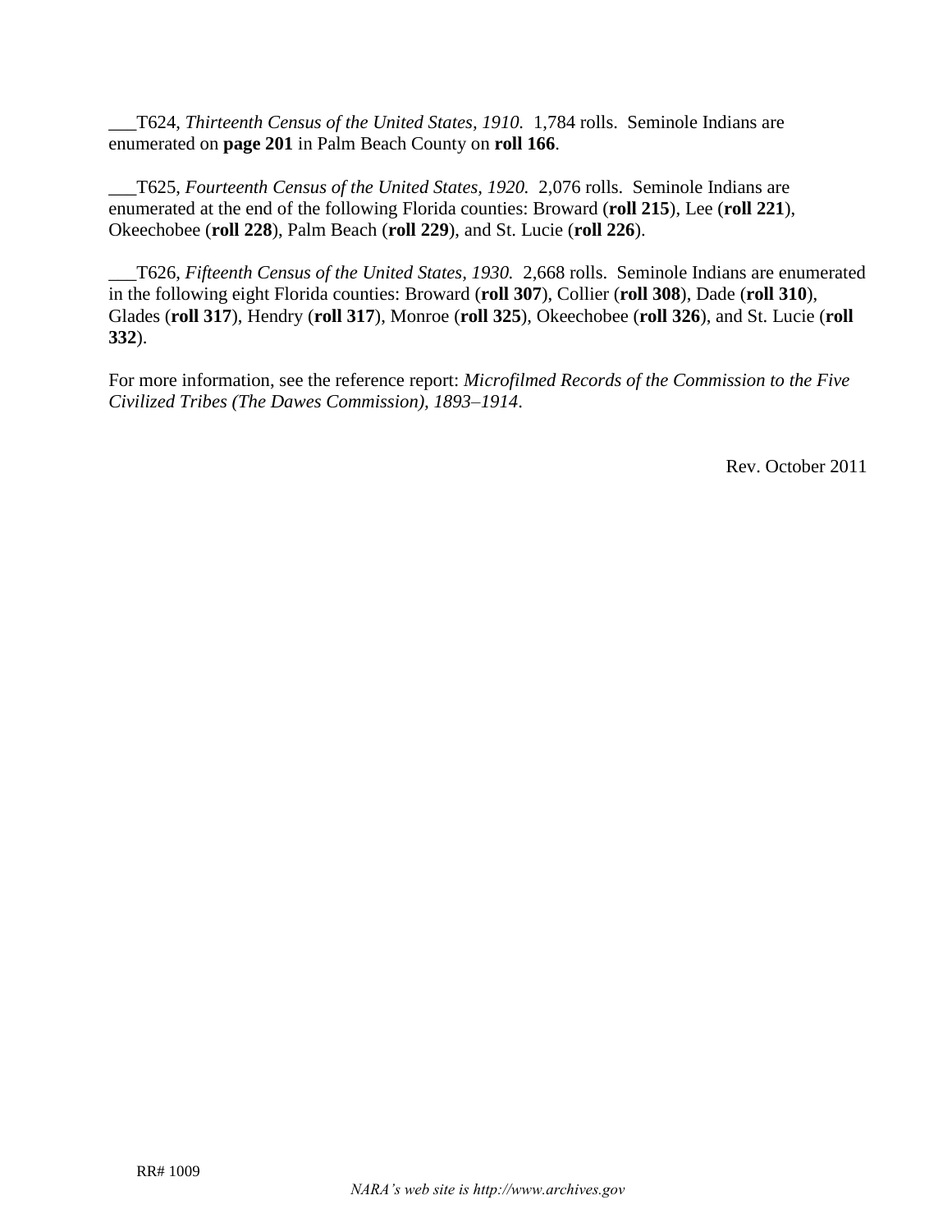___T624, *Thirteenth Census of the United States, 1910.* 1,784 rolls. Seminole Indians are enumerated on **page 201** in Palm Beach County on **roll 166**.

___T625, *Fourteenth Census of the United States, 1920.* 2,076 rolls. Seminole Indians are enumerated at the end of the following Florida counties: Broward (**roll 215**), Lee (**roll 221**), Okeechobee (**roll 228**), Palm Beach (**roll 229**), and St. Lucie (**roll 226**).

___T626, *Fifteenth Census of the United States, 1930.* 2,668 rolls. Seminole Indians are enumerated in the following eight Florida counties: Broward (**roll 307**), Collier (**roll 308**), Dade (**roll 310**), Glades (**roll 317**), Hendry (**roll 317**), Monroe (**roll 325**), Okeechobee (**roll 326**), and St. Lucie (**roll 332**).

For more information, see the reference report: *Microfilmed Records of the Commission to the Five Civilized Tribes (The Dawes Commission), 1893–1914*.

Rev. October 2011

RR# 1009

*NARA's web site is http://www.archives.gov*